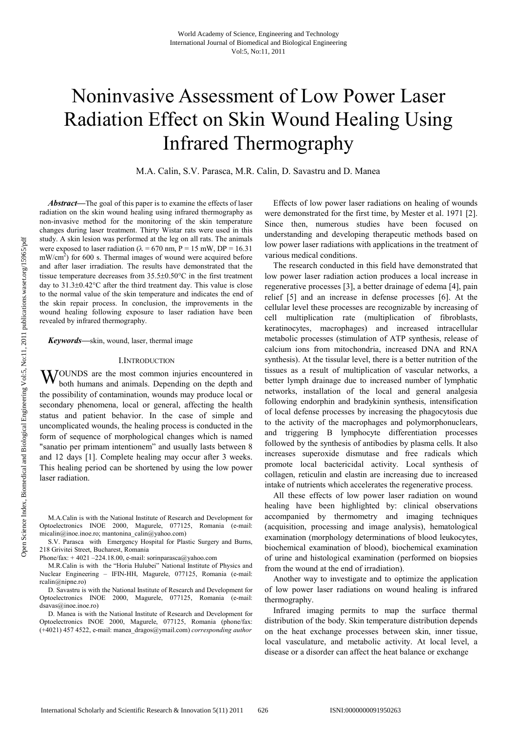# Noninvasive Assessment of Low Power Laser Radiation Effect on Skin Wound Healing Using Infrared Thermography

M.A. Calin, S.V. Parasca, M.R. Calin, D. Savastru and D. Manea

***Abstract*****—**The goal of this paper is to examine the effects of laser radiation on the skin wound healing using infrared thermography as non-invasive method for the monitoring of the skin temperature changes during laser treatment. Thirty Wistar rats were used in this study. A skin lesion was performed at the leg on all rats. The animals were exposed to laser radiation ($\lambda$ = 670 nm, P = 15 mW, DP = 16.31 mW/cm$^2$) for 600 s. Thermal images of wound were acquired before and after laser irradiation. The results have demonstrated that the tissue temperature decreases from 35.5±0.50°C in the first treatment day to 31.3±0.42°C after the third treatment day. This value is close to the normal value of the skin temperature and indicates the end of the skin repair process. In conclusion, the improvements in the wound healing following exposure to laser radiation have been revealed by infrared thermography.

***Keywords*****—**skin, wound, laser, thermal image

## I. Introduction

Wounds are the most common injuries encountered in both humans and animals. Depending on the depth and the possibility of contamination, wounds may produce local or secondary phenomena, local or general, affecting the health status and patient behavior. In the case of simple and uncomplicated wounds, the healing process is conducted in the form of sequence of morphological changes which is named "sanatio per primam intentionem" and usually lasts between 8 and 12 days [1]. Complete healing may occur after 3 weeks. This healing period can be shortened by using the low power laser radiation.

M.A.Calin is with the National Institute of Research and Development for Optoelectronics INOE 2000, Magurele, 077125, Romania (e-mail: micalin@inoe.inoe.ro; mantonina_calin@yahoo.com)

S.V. Parasca with Emergency Hospital for Plastic Surgery and Burns, 218 Grivitei Street, Bucharest, Romania

Phone/fax: + 4021 –224.18.00, e-mail: sorinparasca@yahoo.com

M.R.Calin is with the "Horia Hulubei" National Institute of Physics and Nuclear Engineering – IFIN-HH, Magurele, 077125, Romania (e-mail: rcalin@nipne.ro)

D. Savastru is with the National Institute of Research and Development for Optoelectronics INOE 2000, Magurele, 077125, Romania (e-mail: dsavas@inoe.inoe.ro)

D. Manea is with the National Institute of Research and Development for Optoelectronics INOE 2000, Magurele, 077125, Romania (phone/fax: (+4021) 457 4522, e-mail: manea_dragos@ymail.com) *corresponding author*

Effects of low power laser radiations on healing of wounds were demonstrated for the first time, by Mester et al. 1971 [2]. Since then, numerous studies have been focused on understanding and developing therapeutic methods based on low power laser radiations with applications in the treatment of various medical conditions.

The research conducted in this field have demonstrated that low power laser radiation action produces a local increase in regenerative processes [3], a better drainage of edema [4], pain relief [5] and an increase in defense processes [6]. At the cellular level these processes are recognizable by increasing of cell multiplication rate (multiplication of fibroblasts, keratinocytes, macrophages) and increased intracellular metabolic processes (stimulation of ATP synthesis, release of calcium ions from mitochondria, increased DNA and RNA synthesis). At the tissular level, there is a better nutrition of the tissues as a result of multiplication of vascular networks, a better lymph drainage due to increased number of lymphatic networks, installation of the local and general analgesia following endorphin and bradykinin synthesis, intensification of local defense processes by increasing the phagocytosis due to the activity of the macrophages and polymorphonuclears, and triggering B lymphocyte differentiation processes followed by the synthesis of antibodies by plasma cells. It also increases superoxide dismutase and free radicals which promote local bactericidal activity. Local synthesis of collagen, reticulin and elastin are increasing due to increased intake of nutrients which accelerates the regenerative process.

All these effects of low power laser radiation on wound healing have been highlighted by: clinical observations accompanied by thermometry and imaging techniques (acquisition, processing and image analysis), hematological examination (morphology determinations of blood leukocytes, biochemical examination of blood), biochemical examination of urine and histological examination (performed on biopsies from the wound at the end of irradiation).

Another way to investigate and to optimize the application of low power laser radiations on wound healing is infrared thermography.

Infrared imaging permits to map the surface thermal distribution of the body. Skin temperature distribution depends on the heat exchange processes between skin, inner tissue, local vasculature, and metabolic activity. At local level, a disease or a disorder can affect the heat balance or exchange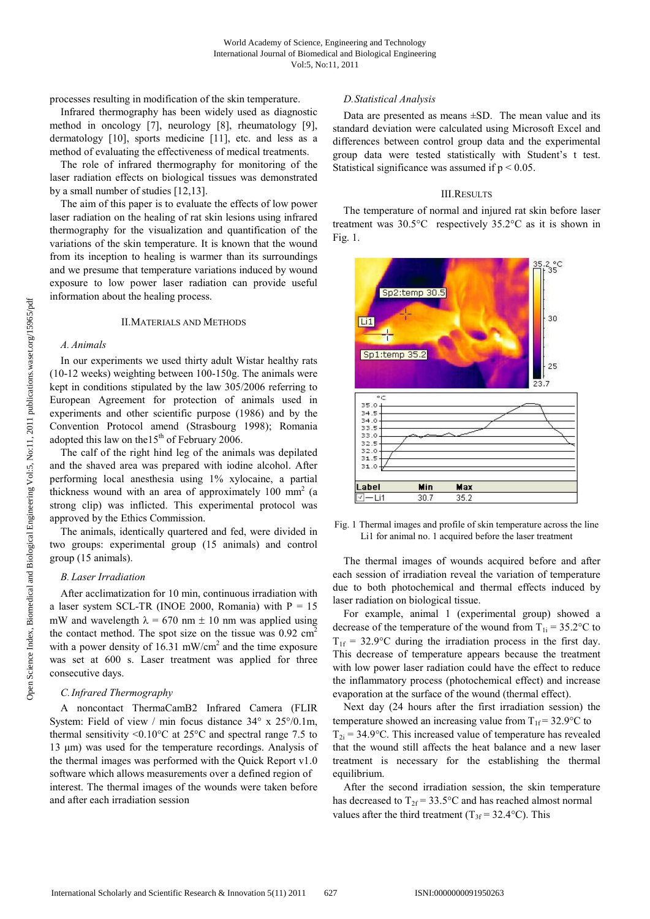processes resulting in modification of the skin temperature.

Infrared thermography has been widely used as diagnostic method in oncology [7], neurology [8], rheumatology [9], dermatology [10], sports medicine [11], etc. and less as a method of evaluating the effectiveness of medical treatments.

The role of infrared thermography for monitoring of the laser radiation effects on biological tissues was demonstrated by a small number of studies [12,13].

The aim of this paper is to evaluate the effects of low power laser radiation on the healing of rat skin lesions using infrared thermography for the visualization and quantification of the variations of the skin temperature. It is known that the wound from its inception to healing is warmer than its surroundings and we presume that temperature variations induced by wound exposure to low power laser radiation can provide useful information about the healing process.

## II. Materials and Methods

### A. Animals

In our experiments we used thirty adult Wistar healthy rats (10-12 weeks) weighting between 100-150g. The animals were kept in conditions stipulated by the law 305/2006 referring to European Agreement for protection of animals used in experiments and other scientific purpose (1986) and by the Convention Protocol amend (Strasbourg 1998); Romania adopted this law on the15[th] of February 2006.

The calf of the right hind leg of the animals was depilated and the shaved area was prepared with iodine alcohol. After performing local anesthesia using 1% xylocaine, a partial thickness wound with an area of approximately 100 mm$^2$ (a strong clip) was inflicted. This experimental protocol was approved by the Ethics Commission.

The animals, identically quartered and fed, were divided in two groups: experimental group (15 animals) and control group (15 animals).

### B. Laser Irradiation

After acclimatization for 10 min, continuous irradiation with a laser system SCL-TR (INOE 2000, Romania) with P = 15 mW and wavelength $\lambda$ = 670 nm ± 10 nm was applied using the contact method. The spot size on the tissue was 0.92 cm$^2$ with a power density of 16.31 mW/cm$^2$ and the time exposure was set at 600 s. Laser treatment was applied for three consecutive days.

### C. Infrared Thermography

A noncontact ThermaCamB2 Infrared Camera (FLIR System: Field of view / min focus distance 34° x 25°/0.1m, thermal sensitivity <0.10°C at 25°C and spectral range 7.5 to 13 µm) was used for the temperature recordings. Analysis of the thermal images was performed with the Quick Report v1.0 software which allows measurements over a defined region of interest. The thermal images of the wounds were taken before and after each irradiation session

### D. Statistical Analysis

Data are presented as means ±SD. The mean value and its standard deviation were calculated using Microsoft Excel and differences between control group data and the experimental group data were tested statistically with Student's t test. Statistical significance was assumed if $p < 0.05$.

## III. Results

The temperature of normal and injured rat skin before laser treatment was 30.5°C respectively 35.2°C as it is shown in Fig. 1.

| Label | Min | Max |
|---|---|---|
| Li1 | 30.7 | 35.2 |

Fig. 1 Thermal images and profile of skin temperature across the line Li1 for animal no. 1 acquired before the laser treatment

The thermal images of wounds acquired before and after each session of irradiation reveal the variation of temperature due to both photochemical and thermal effects induced by laser radiation on biological tissue.

For example, animal 1 (experimental group) showed a decrease of the temperature of the wound from $T_{1i}$ = 35.2°C to $T_{1f}$ = 32.9°C during the irradiation process in the first day. This decrease of temperature appears because the treatment with low power laser radiation could have the effect to reduce the inflammatory process (photochemical effect) and increase evaporation at the surface of the wound (thermal effect).

Next day (24 hours after the first irradiation session) the temperature showed an increasing value from $T_{1f}$ = 32.9°C to $T_{2i}$ = 34.9°C. This increased value of temperature has revealed that the wound still affects the heat balance and a new laser treatment is necessary for the establishing the thermal equilibrium.

After the second irradiation session, the skin temperature has decreased to $T_{2f}$ = 33.5°C and has reached almost normal values after the third treatment ($T_{3f}$ = 32.4°C). This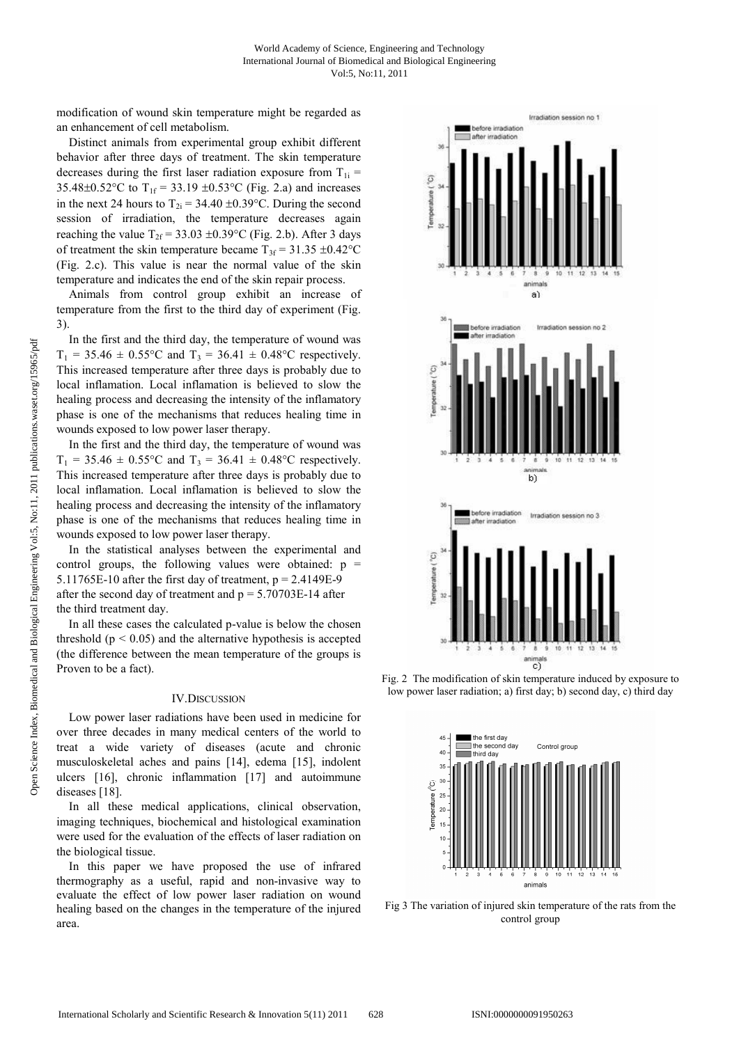modification of wound skin temperature might be regarded as an enhancement of cell metabolism.

Distinct animals from experimental group exhibit different behavior after three days of treatment. The skin temperature decreases during the first laser radiation exposure from $T_{1i}$ = 35.48±0.52°C to $T_{1f}$ = 33.19 ±0.53°C (Fig. 2.a) and increases in the next 24 hours to $T_{2i}$ = 34.40 ±0.39°C. During the second session of irradiation, the temperature decreases again reaching the value $T_{2f}$ = 33.03 ±0.39°C (Fig. 2.b). After 3 days of treatment the skin temperature became $T_{3f}$ = 31.35 ±0.42°C (Fig. 2.c). This value is near the normal value of the skin temperature and indicates the end of the skin repair process.

Animals from control group exhibit an increase of temperature from the first to the third day of experiment (Fig. 3).

In the first and the third day, the temperature of wound was $T_1$ = 35.46 ± 0.55°C and $T_3$ = 36.41 ± 0.48°C respectively. This increased temperature after three days is probably due to local inflamation. Local inflamation is believed to slow the healing process and decreasing the intensity of the inflamatory phase is one of the mechanisms that reduces healing time in wounds exposed to low power laser therapy.

In the first and the third day, the temperature of wound was $T_1$ = 35.46 ± 0.55°C and $T_3$ = 36.41 ± 0.48°C respectively. This increased temperature after three days is probably due to local inflamation. Local inflamation is believed to slow the healing process and decreasing the intensity of the inflamatory phase is one of the mechanisms that reduces healing time in wounds exposed to low power laser therapy.

In the statistical analyses between the experimental and control groups, the following values were obtained: p = 5.11765E-10 after the first day of treatment, p = 2.4149E-9 after the second day of treatment and p = 5.70703E-14 after the third treatment day.

In all these cases the calculated p-value is below the chosen threshold ($p < 0.05$) and the alternative hypothesis is accepted (the difference between the mean temperature of the groups is Proven to be a fact).

## IV. Discussion

Low power laser radiations have been used in medicine for over three decades in many medical centers of the world to treat a wide variety of diseases (acute and chronic musculoskeletal aches and pains [14], edema [15], indolent ulcers [16], chronic inflammation [17] and autoimmune diseases [18].

In all these medical applications, clinical observation, imaging techniques, biochemical and histological examination were used for the evaluation of the effects of laser radiation on the biological tissue.

In this paper we have proposed the use of infrared thermography as a useful, rapid and non-invasive way to evaluate the effect of low power laser radiation on wound healing based on the changes in the temperature of the injured area.

Fig. 2 The modification of skin temperature induced by exposure to low power laser radiation; a) first day; b) second day, c) third day

Fig 3 The variation of injured skin temperature of the rats from the control group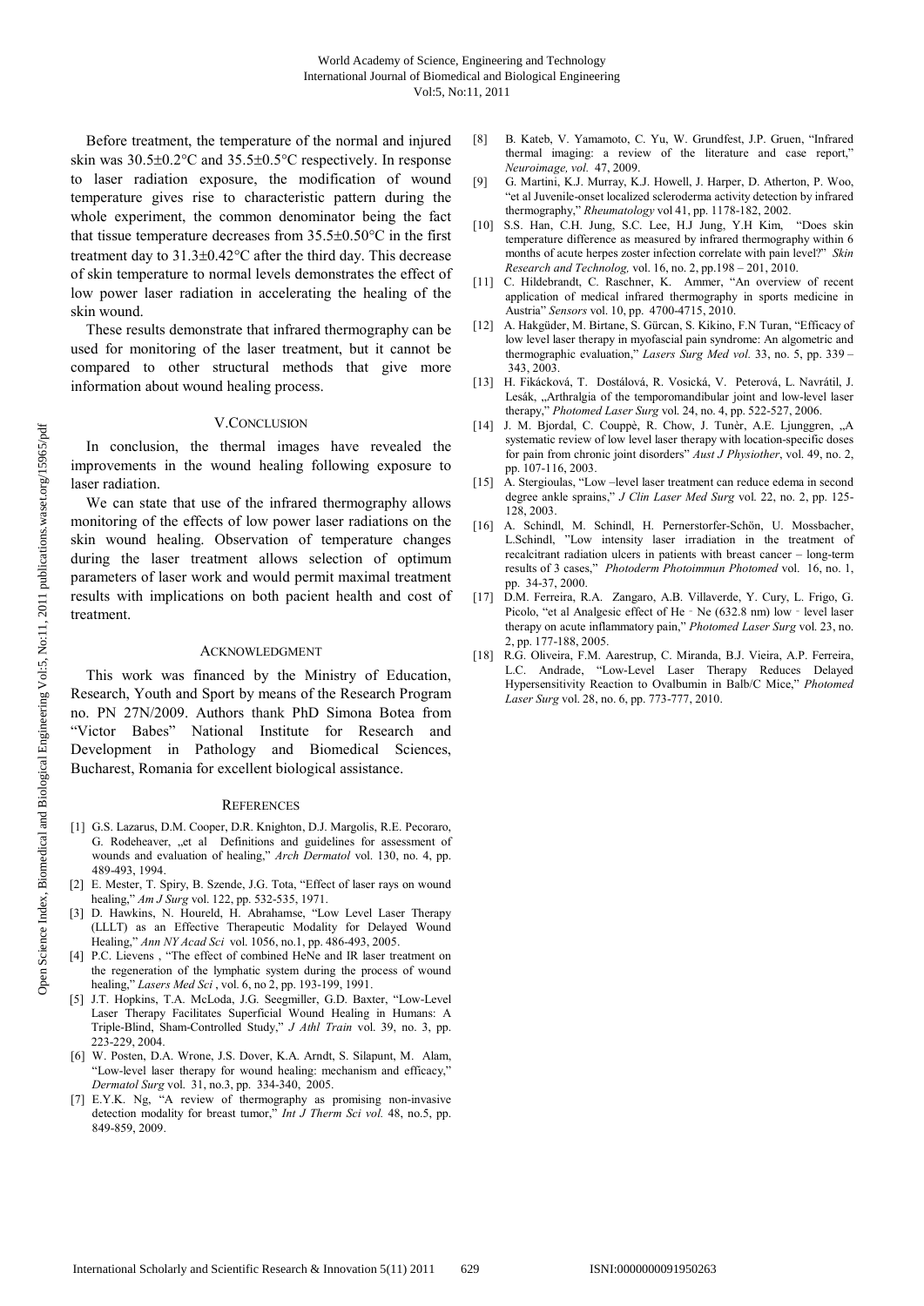Before treatment, the temperature of the normal and injured skin was 30.5±0.2°C and 35.5±0.5°C respectively. In response to laser radiation exposure, the modification of wound temperature gives rise to characteristic pattern during the whole experiment, the common denominator being the fact that tissue temperature decreases from 35.5±0.50°C in the first treatment day to 31.3±0.42°C after the third day. This decrease of skin temperature to normal levels demonstrates the effect of low power laser radiation in accelerating the healing of the skin wound.

These results demonstrate that infrared thermography can be used for monitoring of the laser treatment, but it cannot be compared to other structural methods that give more information about wound healing process.

## V. Conclusion

In conclusion, the thermal images have revealed the improvements in the wound healing following exposure to laser radiation.

We can state that use of the infrared thermography allows monitoring of the effects of low power laser radiations on the skin wound healing. Observation of temperature changes during the laser treatment allows selection of optimum parameters of laser work and would permit maximal treatment results with implications on both pacient health and cost of treatment.

## Acknowledgment

This work was financed by the Ministry of Education, Research, Youth and Sport by means of the Research Program no. PN 27N/2009. Authors thank PhD Simona Botea from "Victor Babes" National Institute for Research and Development in Pathology and Biomedical Sciences, Bucharest, Romania for excellent biological assistance.

## References

[1] G.S. Lazarus, D.M. Cooper, D.R. Knighton, D.J. Margolis, R.E. Pecoraro, G. Rodeheaver, „et al Definitions and guidelines for assessment of wounds and evaluation of healing," *Arch Dermatol* vol. 130, no. 4, pp. 489-493, 1994.

[2] E. Mester, T. Spiry, B. Szende, J.G. Tota, "Effect of laser rays on wound healing," *Am J Surg* vol. 122, pp. 532-535, 1971.

[3] D. Hawkins, N. Houreld, H. Abrahamse, "Low Level Laser Therapy (LLLT) as an Effective Therapeutic Modality for Delayed Wound Healing," *Ann NY Acad Sci* vol. 1056, no.1, pp. 486-493, 2005.

[4] P.C. Lievens , "The effect of combined HeNe and IR laser treatment on the regeneration of the lymphatic system during the process of wound healing," *Lasers Med Sci* , vol. 6, no 2, pp. 193-199, 1991.

[5] J.T. Hopkins, T.A. McLoda, J.G. Seegmiller, G.D. Baxter, "Low-Level Laser Therapy Facilitates Superficial Wound Healing in Humans: A Triple-Blind, Sham-Controlled Study," *J Athl Train* vol. 39, no. 3, pp. 223-229, 2004.

[6] W. Posten, D.A. Wrone, J.S. Dover, K.A. Arndt, S. Silapunt, M. Alam, "Low-level laser therapy for wound healing: mechanism and efficacy," *Dermatol Surg* vol. 31, no.3, pp. 334-340, 2005.

[7] E.Y.K. Ng, "A review of thermography as promising non-invasive detection modality for breast tumor," *Int J Therm Sci vol.* 48, no.5, pp. 849-859, 2009.

[8] B. Kateb, V. Yamamoto, C. Yu, W. Grundfest, J.P. Gruen, "Infrared thermal imaging: a review of the literature and case report," *Neuroimage, vol.* 47, 2009.

[9] G. Martini, K.J. Murray, K.J. Howell, J. Harper, D. Atherton, P. Woo, "et al Juvenile-onset localized scleroderma activity detection by infrared thermography," *Rheumatology* vol 41, pp. 1178-182, 2002.

[10] S.S. Han, C.H. Jung, S.C. Lee, H.J Jung, Y.H Kim, "Does skin temperature difference as measured by infrared thermography within 6 months of acute herpes zoster infection correlate with pain level?" *Skin Research and Technolog,* vol. 16, no. 2, pp.198 – 201, 2010.

[11] C. Hildebrandt, C. Raschner, K. Ammer, "An overview of recent application of medical infrared thermography in sports medicine in Austria" *Sensors* vol. 10, pp. 4700-4715, 2010.

[12] A. Hakgüder, M. Birtane, S. Gürcan, S. Kikino, F.N Turan, "Efficacy of low level laser therapy in myofascial pain syndrome: An algometric and thermographic evaluation," *Lasers Surg Med vol.* 33, no. 5, pp. 339 – 343, 2003.

[13] H. Fikácková, T. Dostálová, R. Vosická, V. Peterová, L. Navrátil, J. Lesák, „Arthralgia of the temporomandibular joint and low-level laser therapy," *Photomed Laser Surg* vol. 24, no. 4, pp. 522-527, 2006.

[14] J. M. Bjordal, C. Couppè, R. Chow, J. Tunèr, A.E. Ljunggren, „A systematic review of low level laser therapy with location-specific doses for pain from chronic joint disorders" *Aust J Physiother*, vol. 49, no. 2, pp. 107-116, 2003.

[15] A. Stergioulas, "Low –level laser treatment can reduce edema in second degree ankle sprains," *J Clin Laser Med Surg* vol. 22, no. 2, pp. 125-128, 2003.

[16] A. Schindl, M. Schindl, H. Pernerstorfer-Schön, U. Mossbacher, L.Schindl, "Low intensity laser irradiation in the treatment of recalcitrant radiation ulcers in patients with breast cancer – long-term results of 3 cases," *Photoderm Photoimmun Photomed* vol. 16, no. 1, pp. 34-37, 2000.

[17] D.M. Ferreira, R.A. Zangaro, A.B. Villaverde, Y. Cury, L. Frigo, G. Picolo, "et al Analgesic effect of He‑Ne (632.8 nm) low‑level laser therapy on acute inflammatory pain," *Photomed Laser Surg* vol. 23, no. 2, pp. 177-188, 2005.

[18] R.G. Oliveira, F.M. Aarestrup, C. Miranda, B.J. Vieira, A.P. Ferreira, L.C. Andrade, "Low-Level Laser Therapy Reduces Delayed Hypersensitivity Reaction to Ovalbumin in Balb/C Mice," *Photomed Laser Surg* vol. 28, no. 6, pp. 773-777, 2010.